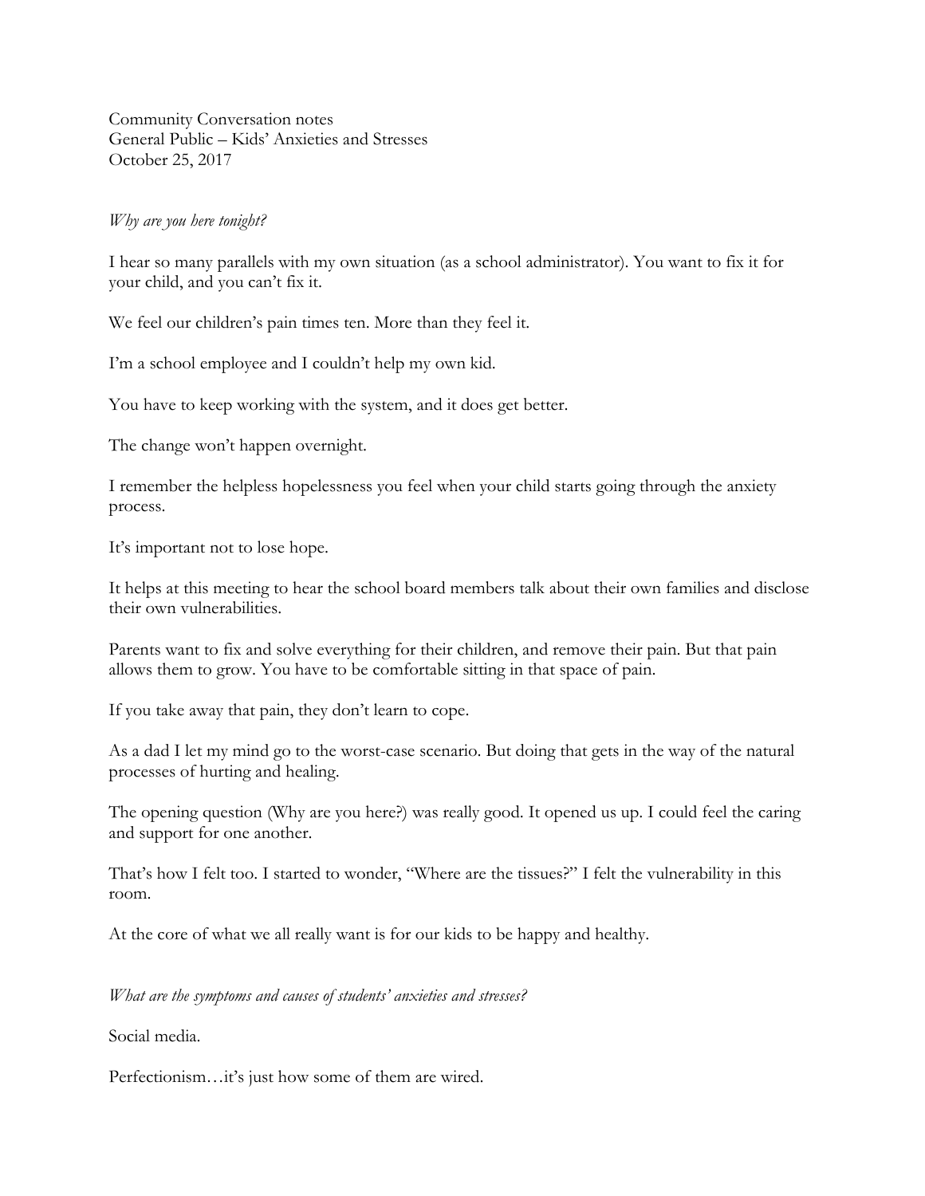Community Conversation notes
General Public – Kids' Anxieties and Stresses
October 25, 2017

*Why are you here tonight?*

I hear so many parallels with my own situation (as a school administrator). You want to fix it for your child, and you can't fix it.

We feel our children's pain times ten. More than they feel it.

I'm a school employee and I couldn't help my own kid.

You have to keep working with the system, and it does get better.

The change won't happen overnight.

I remember the helpless hopelessness you feel when your child starts going through the anxiety process.

It's important not to lose hope.

It helps at this meeting to hear the school board members talk about their own families and disclose their own vulnerabilities.

Parents want to fix and solve everything for their children, and remove their pain. But that pain allows them to grow. You have to be comfortable sitting in that space of pain.

If you take away that pain, they don't learn to cope.

As a dad I let my mind go to the worst-case scenario. But doing that gets in the way of the natural processes of hurting and healing.

The opening question (Why are you here?) was really good. It opened us up. I could feel the caring and support for one another.

That's how I felt too. I started to wonder, "Where are the tissues?" I felt the vulnerability in this room.

At the core of what we all really want is for our kids to be happy and healthy.

*What are the symptoms and causes of students' anxieties and stresses?*

Social media.

Perfectionism…it's just how some of them are wired.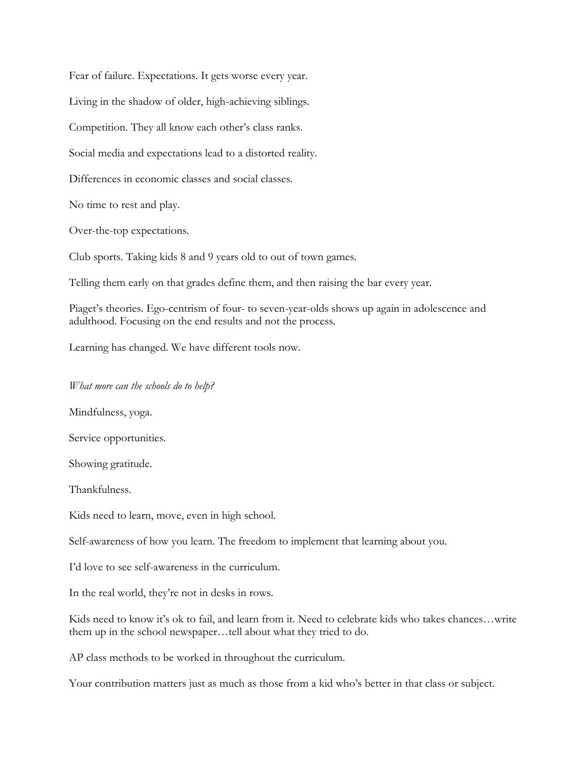Fear of failure. Expectations. It gets worse every year.

Living in the shadow of older, high-achieving siblings.

Competition. They all know each other's class ranks.

Social media and expectations lead to a distorted reality.

Differences in economic classes and social classes.

No time to rest and play.

Over-the-top expectations.

Club sports. Taking kids 8 and 9 years old to out of town games.

Telling them early on that grades define them, and then raising the bar every year.

Piaget's theories. Ego-centrism of four- to seven-year-olds shows up again in adolescence and adulthood. Focusing on the end results and not the process.

Learning has changed. We have different tools now.

*What more can the schools do to help?*

Mindfulness, yoga.

Service opportunities.

Showing gratitude.

Thankfulness.

Kids need to learn, move, even in high school.

Self-awareness of how you learn. The freedom to implement that learning about you.

I'd love to see self-awareness in the curriculum.

In the real world, they're not in desks in rows.

Kids need to know it's ok to fail, and learn from it. Need to celebrate kids who takes chances…write them up in the school newspaper…tell about what they tried to do.

AP class methods to be worked in throughout the curriculum.

Your contribution matters just as much as those from a kid who's better in that class or subject.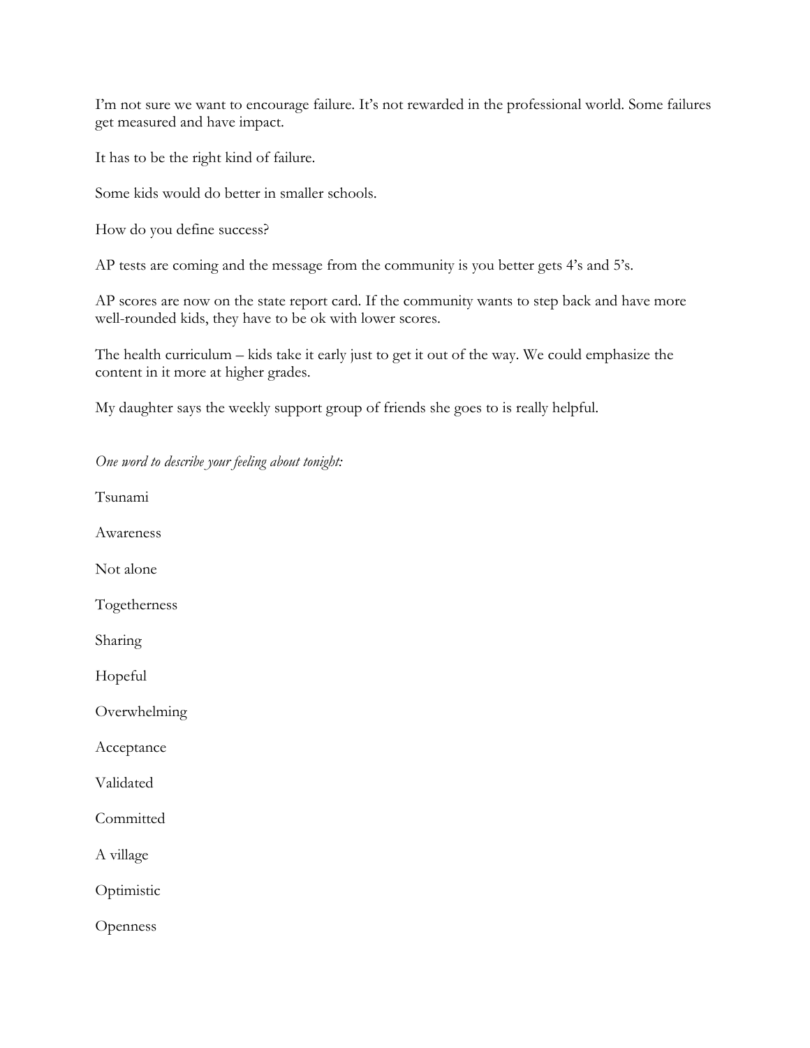I'm not sure we want to encourage failure. It's not rewarded in the professional world. Some failures get measured and have impact.

It has to be the right kind of failure.

Some kids would do better in smaller schools.

How do you define success?

AP tests are coming and the message from the community is you better gets 4's and 5's.

AP scores are now on the state report card. If the community wants to step back and have more well-rounded kids, they have to be ok with lower scores.

The health curriculum – kids take it early just to get it out of the way. We could emphasize the content in it more at higher grades.

My daughter says the weekly support group of friends she goes to is really helpful.

*One word to describe your feeling about tonight:*

Tsunami

Awareness

Not alone

Togetherness

Sharing

Hopeful

Overwhelming

Acceptance

Validated

Committed

A village

Optimistic

Openness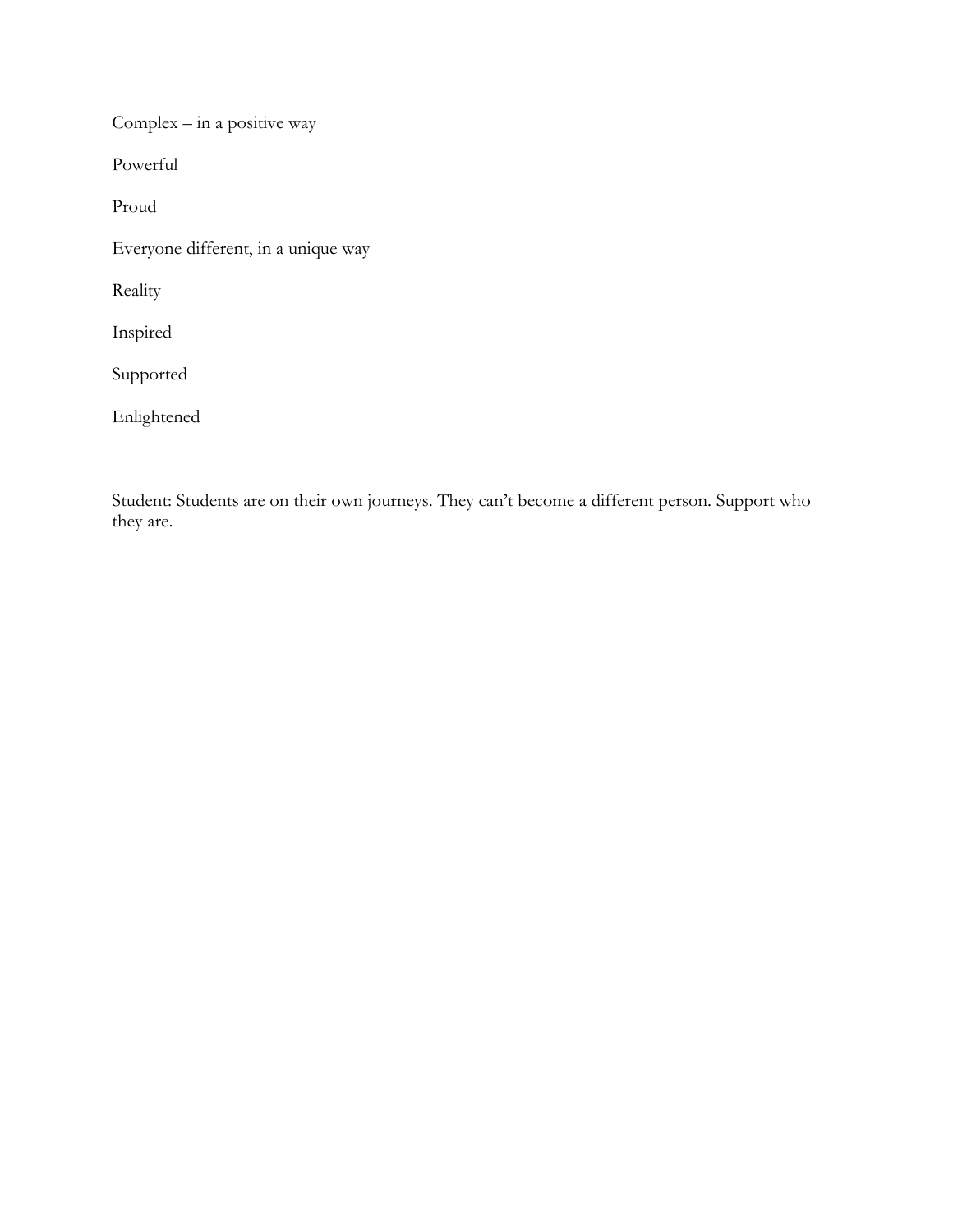Complex – in a positive way

Powerful

Proud

Everyone different, in a unique way

Reality

Inspired

Supported

Enlightened

Student: Students are on their own journeys. They can't become a different person. Support who they are.